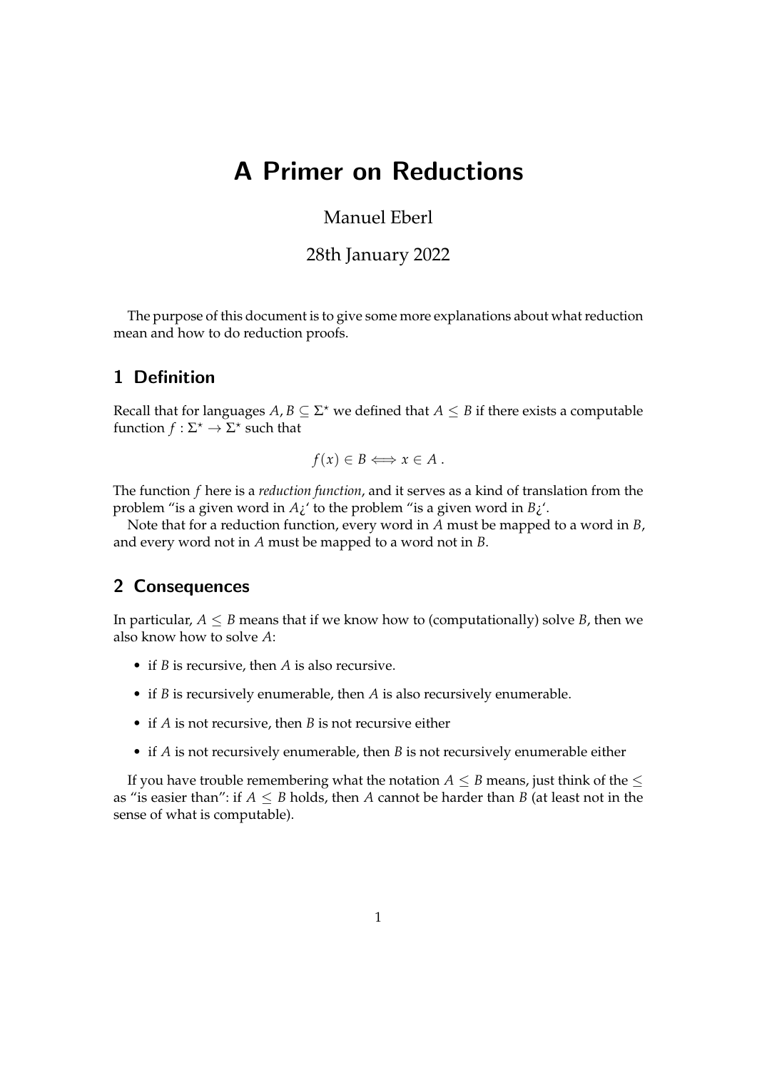# A Primer on Reductions

Manuel Eberl

28th January 2022

The purpose of this document is to give some more explanations about what reduction mean and how to do reduction proofs.

## 1 Definition

Recall that for languages $A, B \subseteq \Sigma^\star$ we defined that $A \leq B$ if there exists a computable function $f : \Sigma^\star \to \Sigma^\star$ such that

$$f(x) \in B \iff x \in A .$$

The function $f$ here is a *reduction function*, and it serves as a kind of translation from the problem "is a given word in $A$¿' to the problem "is a given word in $B$¿'.

Note that for a reduction function, every word in $A$ must be mapped to a word in $B$, and every word not in $A$ must be mapped to a word not in $B$.

## 2 Consequences

In particular, $A \leq B$ means that if we know how to (computationally) solve $B$, then we also know how to solve $A$:

- if $B$ is recursive, then $A$ is also recursive.
- if $B$ is recursively enumerable, then $A$ is also recursively enumerable.
- if $A$ is not recursive, then $B$ is not recursive either
- if $A$ is not recursively enumerable, then $B$ is not recursively enumerable either

If you have trouble remembering what the notation $A \leq B$ means, just think of the $\leq$ as "is easier than": if $A \leq B$ holds, then $A$ cannot be harder than $B$ (at least not in the sense of what is computable).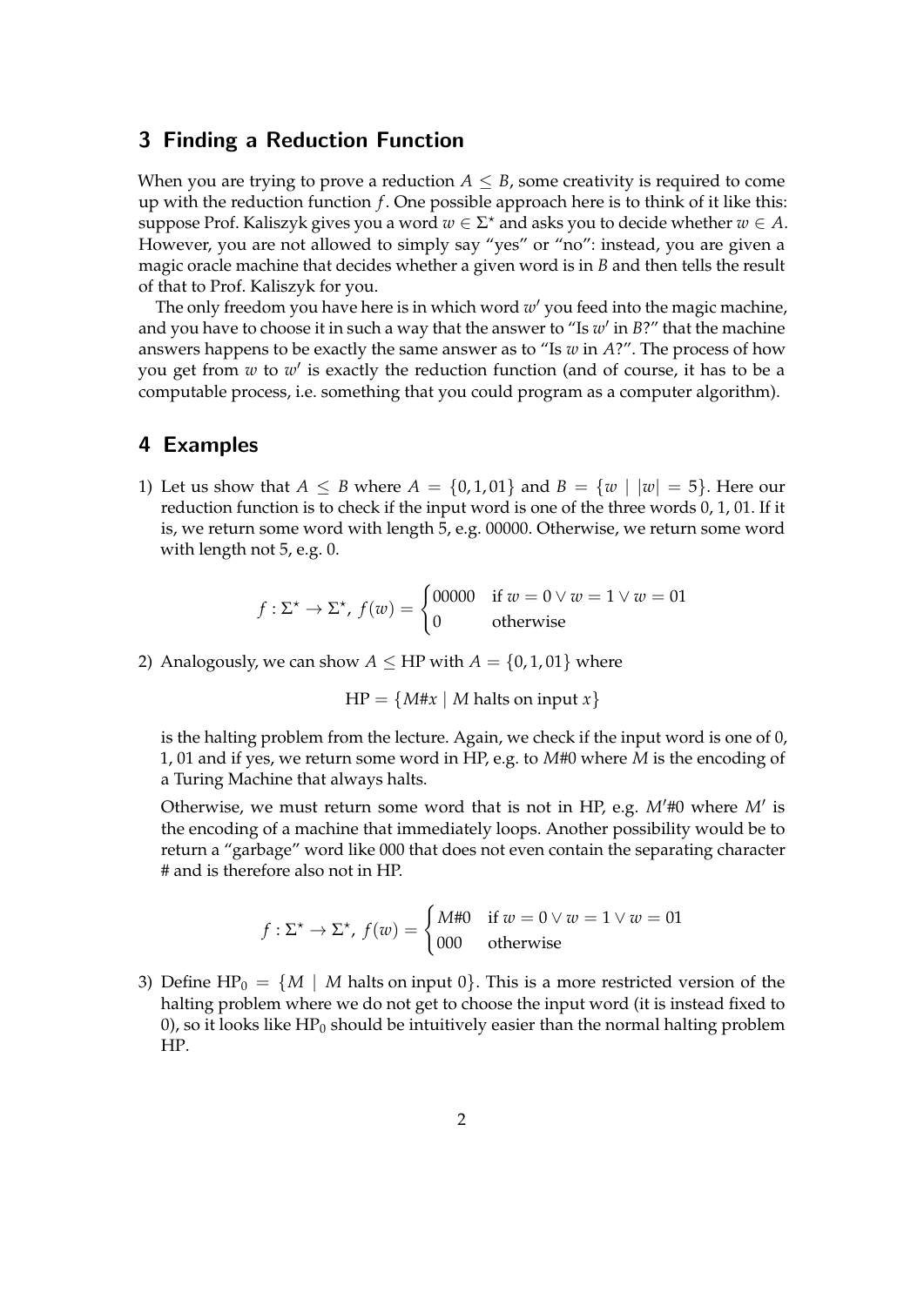## 3 Finding a Reduction Function

When you are trying to prove a reduction $A \leq B$, some creativity is required to come up with the reduction function $f$. One possible approach here is to think of it like this: suppose Prof. Kaliszyk gives you a word $w \in \Sigma^\star$ and asks you to decide whether $w \in A$. However, you are not allowed to simply say "yes" or "no": instead, you are given a magic oracle machine that decides whether a given word is in $B$ and then tells the result of that to Prof. Kaliszyk for you.

The only freedom you have here is in which word $w'$ you feed into the magic machine, and you have to choose it in such a way that the answer to "Is $w'$ in $B$?" that the machine answers happens to be exactly the same answer as to "Is $w$ in $A$?". The process of how you get from $w$ to $w'$ is exactly the reduction function (and of course, it has to be a computable process, i.e. something that you could program as a computer algorithm).

## 4 Examples

1) Let us show that $A \leq B$ where $A = \{0, 1, 01\}$ and $B = \{w \mid |w| = 5\}$. Here our reduction function is to check if the input word is one of the three words 0, 1, 01. If it is, we return some word with length 5, e.g. 00000. Otherwise, we return some word with length not 5, e.g. 0.

$$f : \Sigma^\star \to \Sigma^\star,\ f(w) = \begin{cases} 00000 & \text{if } w = 0 \lor w = 1 \lor w = 01 \\ 0 & \text{otherwise} \end{cases}$$

2) Analogously, we can show $A \leq \text{HP}$ with $A = \{0, 1, 01\}$ where

$$\text{HP} = \{M\#x \mid M \text{ halts on input } x\}$$

is the halting problem from the lecture. Again, we check if the input word is one of 0, 1, 01 and if yes, we return some word in HP, e.g. to $M\#0$ where $M$ is the encoding of a Turing Machine that always halts.

Otherwise, we must return some word that is not in HP, e.g. $M'\#0$ where $M'$ is the encoding of a machine that immediately loops. Another possibility would be to return a "garbage" word like 000 that does not even contain the separating character # and is therefore also not in HP.

$$f : \Sigma^\star \to \Sigma^\star,\ f(w) = \begin{cases} M\#0 & \text{if } w = 0 \lor w = 1 \lor w = 01 \\ 000 & \text{otherwise} \end{cases}$$

3) Define $\text{HP}_0 = \{M \mid M \text{ halts on input } 0\}$. This is a more restricted version of the halting problem where we do not get to choose the input word (it is instead fixed to 0), so it looks like $\text{HP}_0$ should be intuitively easier than the normal halting problem HP.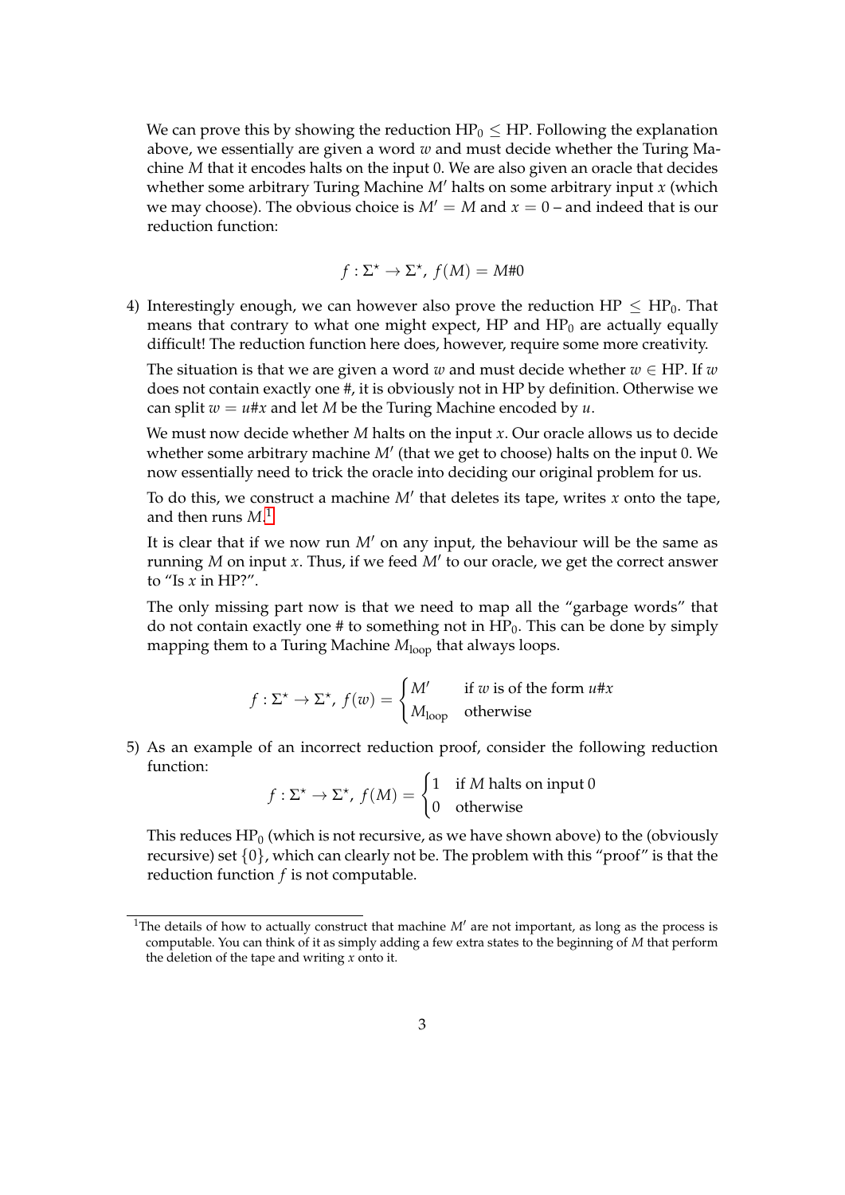We can prove this by showing the reduction $HP_0 \leq HP$. Following the explanation above, we essentially are given a word $w$ and must decide whether the Turing Machine $M$ that it encodes halts on the input 0. We are also given an oracle that decides whether some arbitrary Turing Machine $M'$ halts on some arbitrary input $x$ (which we may choose). The obvious choice is $M' = M$ and $x = 0$ – and indeed that is our reduction function:

$$f : \Sigma^\star \to \Sigma^\star,\ f(M) = M\#0$$

4) Interestingly enough, we can however also prove the reduction $HP \leq HP_0$. That means that contrary to what one might expect, HP and $HP_0$ are actually equally difficult! The reduction function here does, however, require some more creativity.

   The situation is that we are given a word $w$ and must decide whether $w \in HP$. If $w$ does not contain exactly one #, it is obviously not in HP by definition. Otherwise we can split $w = u\#x$ and let $M$ be the Turing Machine encoded by $u$.

   We must now decide whether $M$ halts on the input $x$. Our oracle allows us to decide whether some arbitrary machine $M'$ (that we get to choose) halts on the input 0. We now essentially need to trick the oracle into deciding our original problem for us.

   To do this, we construct a machine $M'$ that deletes its tape, writes $x$ onto the tape, and then runs $M$.[1]

   It is clear that if we now run $M'$ on any input, the behaviour will be the same as running $M$ on input $x$. Thus, if we feed $M'$ to our oracle, we get the correct answer to "Is $x$ in HP?".

   The only missing part now is that we need to map all the "garbage words" that do not contain exactly one # to something not in $HP_0$. This can be done by simply mapping them to a Turing Machine $M_{\text{loop}}$ that always loops.

$$f : \Sigma^\star \to \Sigma^\star,\ f(w) = \begin{cases} M' & \text{if } w \text{ is of the form } u\#x \\ M_{\text{loop}} & \text{otherwise} \end{cases}$$

5) As an example of an incorrect reduction proof, consider the following reduction function:

$$f : \Sigma^\star \to \Sigma^\star,\ f(M) = \begin{cases} 1 & \text{if } M \text{ halts on input } 0 \\ 0 & \text{otherwise} \end{cases}$$

   This reduces $HP_0$ (which is not recursive, as we have shown above) to the (obviously recursive) set $\{0\}$, which can clearly not be. The problem with this "proof" is that the reduction function $f$ is not computable.

[1] The details of how to actually construct that machine $M'$ are not important, as long as the process is computable. You can think of it as simply adding a few extra states to the beginning of $M$ that perform the deletion of the tape and writing $x$ onto it.